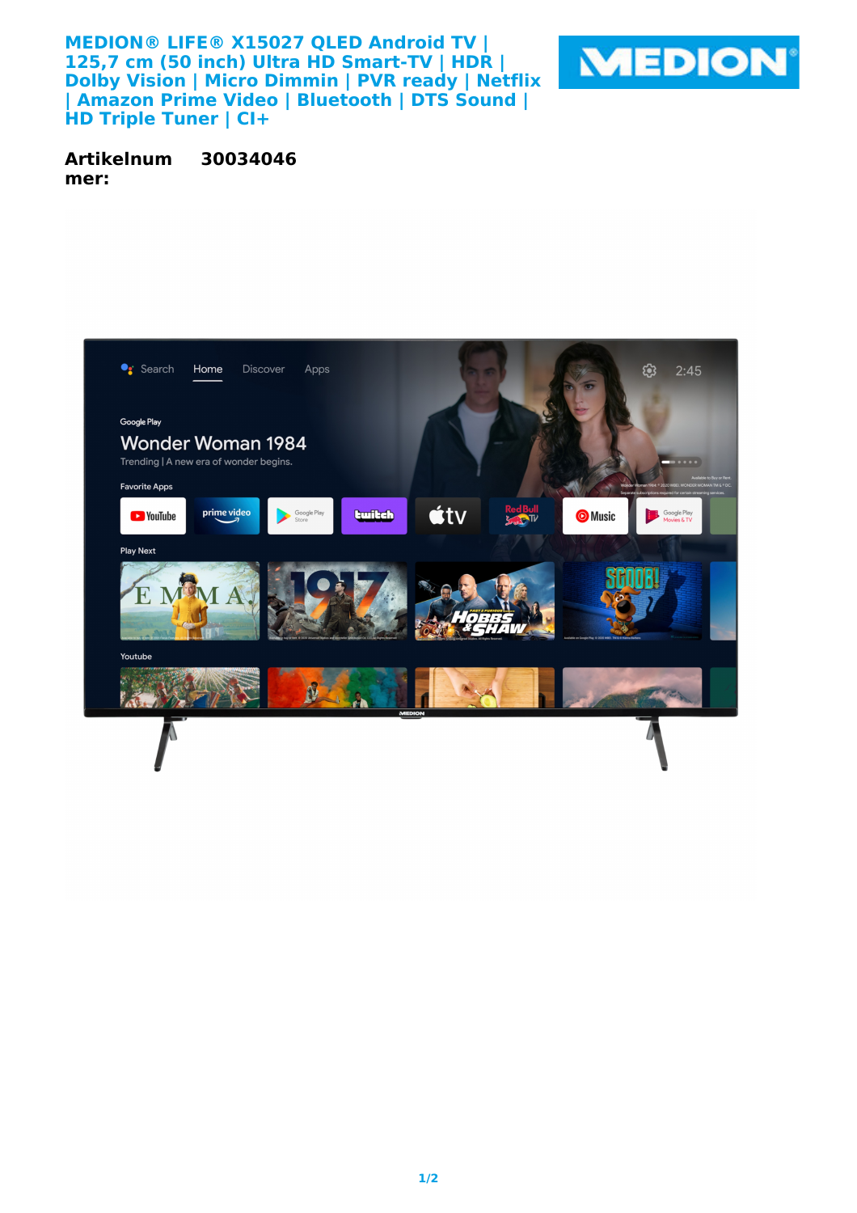# MEDION® LIFE® X15027 QLED Android TV | 125,7 cm (50 inch) Ultra HD Smart-TV | HDR | Dolby Vision | Micro Dimmin | PVR ready | Netflix | Amazon Prime Video | Bluetooth | DTS Sound | HD Triple Tuner | CI+

**Artikelnummer:** **30034046**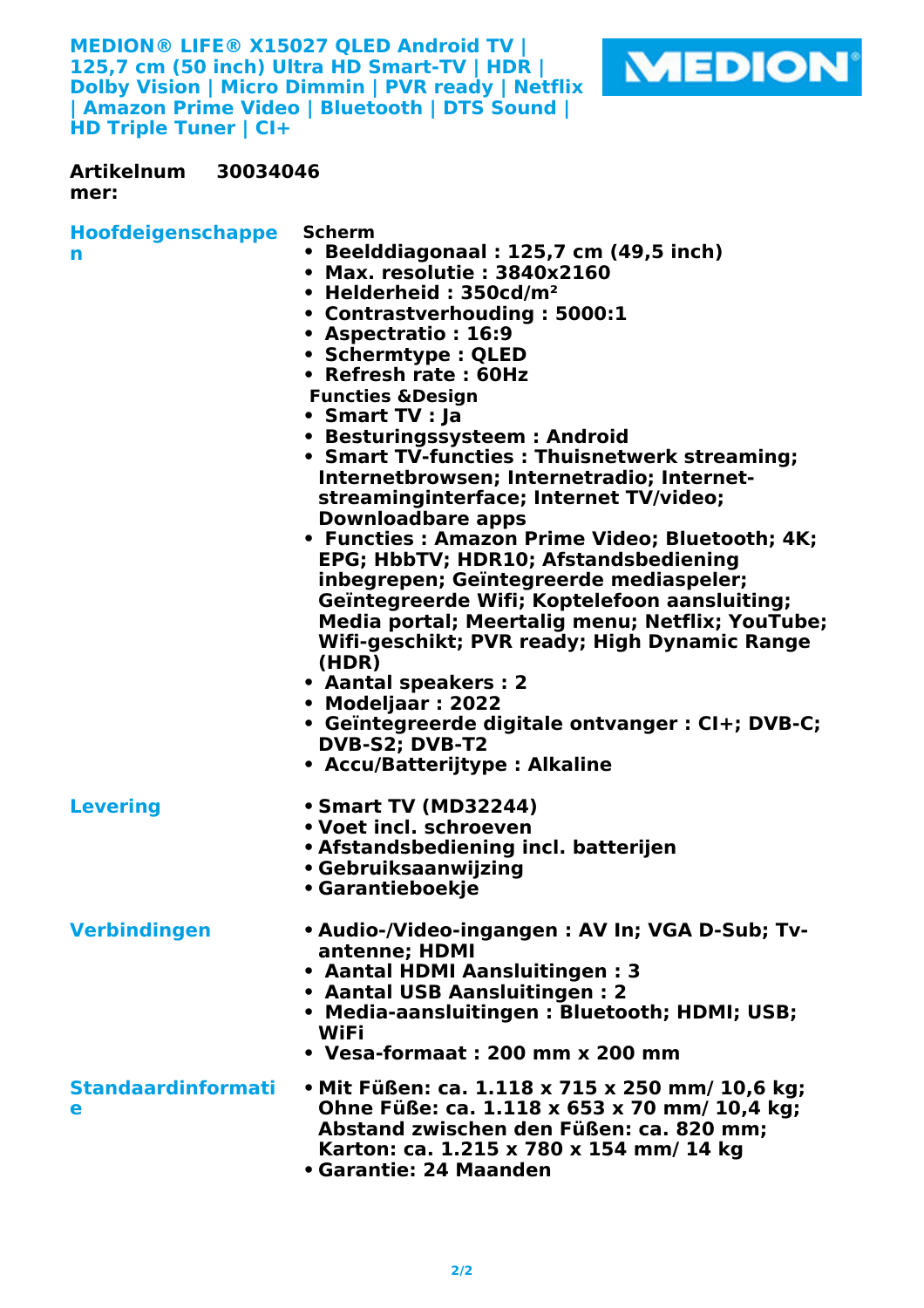# MEDION® LIFE® X15027 QLED Android TV | 125,7 cm (50 inch) Ultra HD Smart-TV | HDR | Dolby Vision | Micro Dimmin | PVR ready | Netflix | Amazon Prime Video | Bluetooth | DTS Sound | HD Triple Tuner | CI+

MEDION®

**Artikelnummer:** **30034046**

## Hoofdeigenschappen

**Scherm**

- **Beelddiagonaal : 125,7 cm (49,5 inch)**
- **Max. resolutie : 3840x2160**
- **Helderheid : 350cd/m²**
- **Contrastverhouding : 5000:1**
- **Aspectratio : 16:9**
- **Schermtype : QLED**
- **Refresh rate : 60Hz**

**Functies &Design**

- **Smart TV : Ja**
- **Besturingssysteem : Android**
- **Smart TV-functies : Thuisnetwerk streaming; Internetbrowsen; Internetradio; Internet-streaminginterface; Internet TV/video; Downloadbare apps**
- **Functies : Amazon Prime Video; Bluetooth; 4K; EPG; HbbTV; HDR10; Afstandsbediening inbegrepen; Geïntegreerde mediaspeler; Geïntegreerde Wifi; Koptelefoon aansluiting; Media portal; Meertalig menu; Netflix; YouTube; Wifi-geschikt; PVR ready; High Dynamic Range (HDR)**
- **Aantal speakers : 2**
- **Modeljaar : 2022**
- **Geïntegreerde digitale ontvanger : CI+; DVB-C; DVB-S2; DVB-T2**
- **Accu/Batterijtype : Alkaline**

## Levering

- **Smart TV (MD32244)**
- **Voet incl. schroeven**
- **Afstandsbediening incl. batterijen**
- **Gebruiksaanwijzing**
- **Garantieboekje**

## Verbindingen

- **Audio-/Video-ingangen : AV In; VGA D-Sub; Tv-antenne; HDMI**
- **Aantal HDMI Aansluitingen : 3**
- **Aantal USB Aansluitingen : 2**
- **Media-aansluitingen : Bluetooth; HDMI; USB; WiFi**
- **Vesa-formaat : 200 mm x 200 mm**

## Standaardinformatie

- **Mit Füßen: ca. 1.118 x 715 x 250 mm/ 10,6 kg; Ohne Füße: ca. 1.118 x 653 x 70 mm/ 10,4 kg; Abstand zwischen den Füßen: ca. 820 mm; Karton: ca. 1.215 x 780 x 154 mm/ 14 kg**
- **Garantie: 24 Maanden**